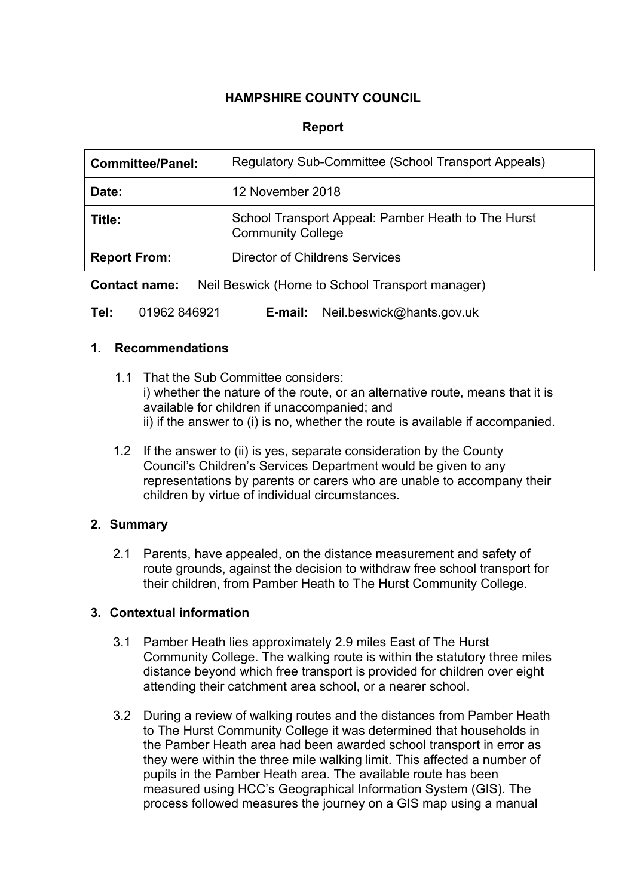**HAMPSHIRE COUNTY COUNCIL**

**Report**

| **Committee/Panel:** | Regulatory Sub-Committee (School Transport Appeals) |
|---|---|
| **Date:** | 12 November 2018 |
| **Title:** | School Transport Appeal: Pamber Heath to The Hurst Community College |
| **Report From:** | Director of Childrens Services |

**Contact name:** Neil Beswick (Home to School Transport manager)

**Tel:** 01962 846921 **E-mail:** Neil.beswick@hants.gov.uk

## 1. Recommendations

1.1 That the Sub Committee considers:
i) whether the nature of the route, or an alternative route, means that it is available for children if unaccompanied; and
ii) if the answer to (i) is no, whether the route is available if accompanied.

1.2 If the answer to (ii) is yes, separate consideration by the County Council's Children's Services Department would be given to any representations by parents or carers who are unable to accompany their children by virtue of individual circumstances.

## 2. Summary

2.1 Parents, have appealed, on the distance measurement and safety of route grounds, against the decision to withdraw free school transport for their children, from Pamber Heath to The Hurst Community College.

## 3. Contextual information

3.1 Pamber Heath lies approximately 2.9 miles East of The Hurst Community College. The walking route is within the statutory three miles distance beyond which free transport is provided for children over eight attending their catchment area school, or a nearer school.

3.2 During a review of walking routes and the distances from Pamber Heath to The Hurst Community College it was determined that households in the Pamber Heath area had been awarded school transport in error as they were within the three mile walking limit. This affected a number of pupils in the Pamber Heath area. The available route has been measured using HCC's Geographical Information System (GIS). The process followed measures the journey on a GIS map using a manual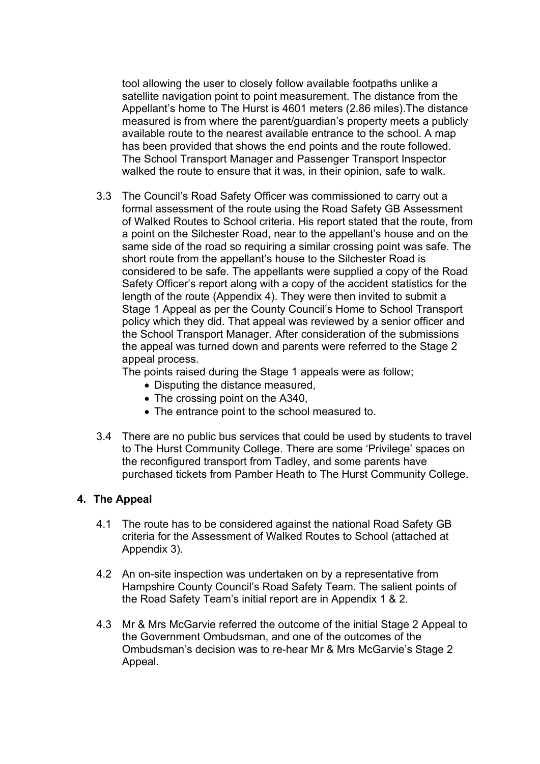tool allowing the user to closely follow available footpaths unlike a satellite navigation point to point measurement. The distance from the Appellant's home to The Hurst is 4601 meters (2.86 miles).The distance measured is from where the parent/guardian's property meets a publicly available route to the nearest available entrance to the school. A map has been provided that shows the end points and the route followed. The School Transport Manager and Passenger Transport Inspector walked the route to ensure that it was, in their opinion, safe to walk.

3.3 The Council's Road Safety Officer was commissioned to carry out a formal assessment of the route using the Road Safety GB Assessment of Walked Routes to School criteria. His report stated that the route, from a point on the Silchester Road, near to the appellant's house and on the same side of the road so requiring a similar crossing point was safe. The short route from the appellant's house to the Silchester Road is considered to be safe. The appellants were supplied a copy of the Road Safety Officer's report along with a copy of the accident statistics for the length of the route (Appendix 4). They were then invited to submit a Stage 1 Appeal as per the County Council's Home to School Transport policy which they did. That appeal was reviewed by a senior officer and the School Transport Manager. After consideration of the submissions the appeal was turned down and parents were referred to the Stage 2 appeal process.

The points raised during the Stage 1 appeals were as follow;

- Disputing the distance measured,
- The crossing point on the A340,
- The entrance point to the school measured to.

3.4 There are no public bus services that could be used by students to travel to The Hurst Community College. There are some 'Privilege' spaces on the reconfigured transport from Tadley, and some parents have purchased tickets from Pamber Heath to The Hurst Community College.

## 4. The Appeal

4.1 The route has to be considered against the national Road Safety GB criteria for the Assessment of Walked Routes to School (attached at Appendix 3).

4.2 An on-site inspection was undertaken on by a representative from Hampshire County Council's Road Safety Team. The salient points of the Road Safety Team's initial report are in Appendix 1 & 2.

4.3 Mr & Mrs McGarvie referred the outcome of the initial Stage 2 Appeal to the Government Ombudsman, and one of the outcomes of the Ombudsman's decision was to re-hear Mr & Mrs McGarvie's Stage 2 Appeal.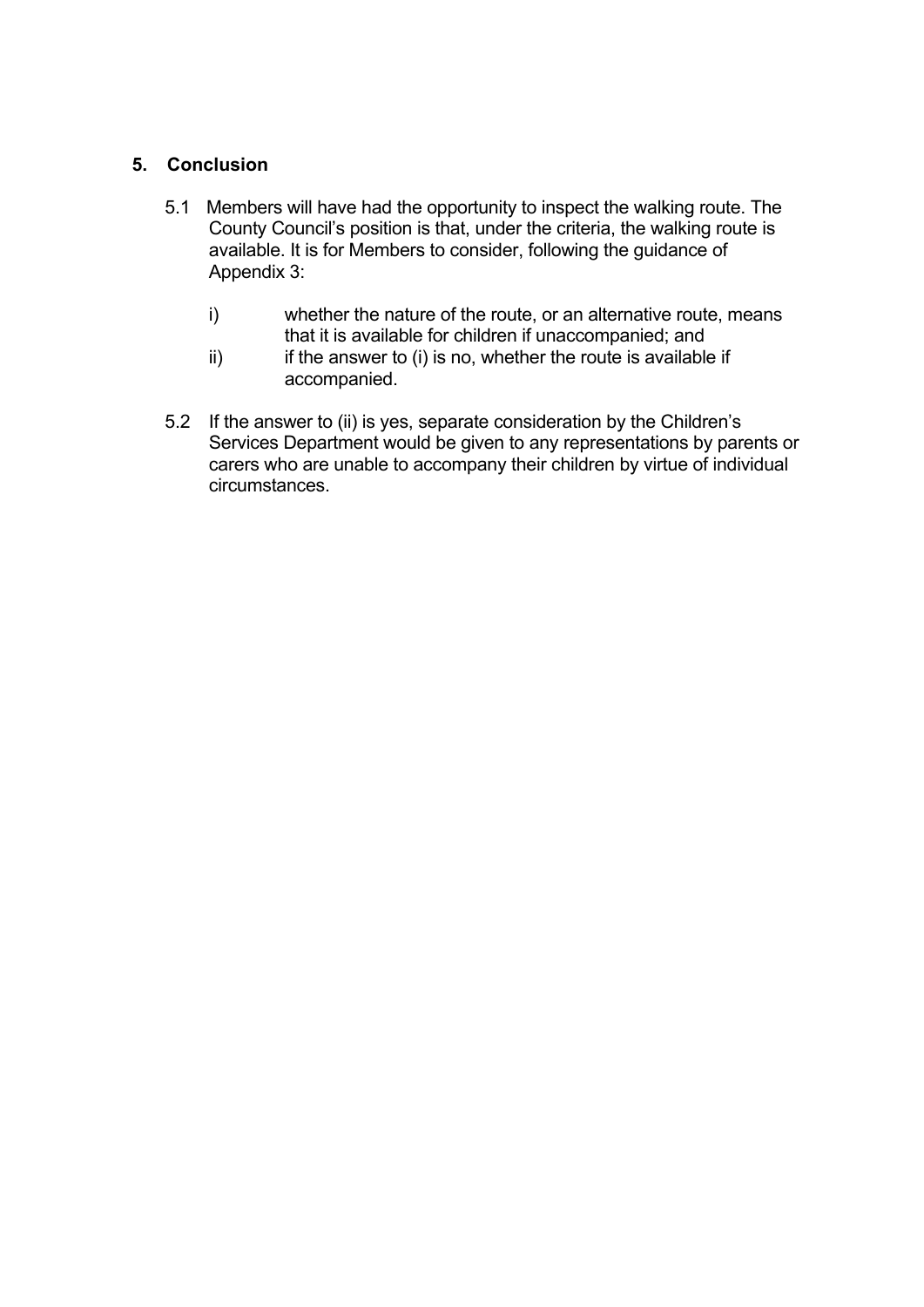## 5. Conclusion

5.1 Members will have had the opportunity to inspect the walking route. The County Council's position is that, under the criteria, the walking route is available. It is for Members to consider, following the guidance of Appendix 3:

i) whether the nature of the route, or an alternative route, means that it is available for children if unaccompanied; and

ii) if the answer to (i) is no, whether the route is available if accompanied.

5.2 If the answer to (ii) is yes, separate consideration by the Children's Services Department would be given to any representations by parents or carers who are unable to accompany their children by virtue of individual circumstances.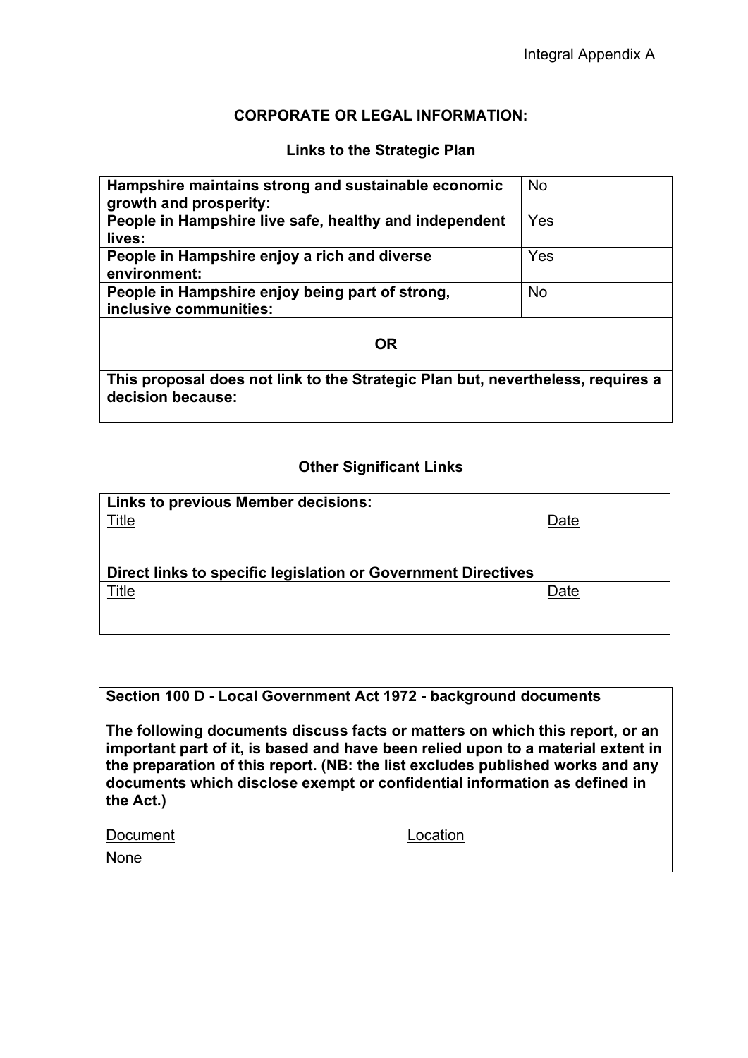Integral Appendix A

## CORPORATE OR LEGAL INFORMATION:

### Links to the Strategic Plan

| | |
|---|---|
| **Hampshire maintains strong and sustainable economic growth and prosperity:** | No |
| **People in Hampshire live safe, healthy and independent lives:** | Yes |
| **People in Hampshire enjoy a rich and diverse environment:** | Yes |
| **People in Hampshire enjoy being part of strong, inclusive communities:** | No |
| **OR** | |
| **This proposal does not link to the Strategic Plan but, nevertheless, requires a decision because:** | |

### Other Significant Links

| **Links to previous Member decisions:** | |
|---|---|
| Title | Date |
| | |
| **Direct links to specific legislation or Government Directives** | |
| Title | Date |
| | |

**Section 100 D - Local Government Act 1972 - background documents**

**The following documents discuss facts or matters on which this report, or an important part of it, is based and have been relied upon to a material extent in the preparation of this report. (NB: the list excludes published works and any documents which disclose exempt or confidential information as defined in the Act.)**

| Document | Location |
|---|---|
| None | |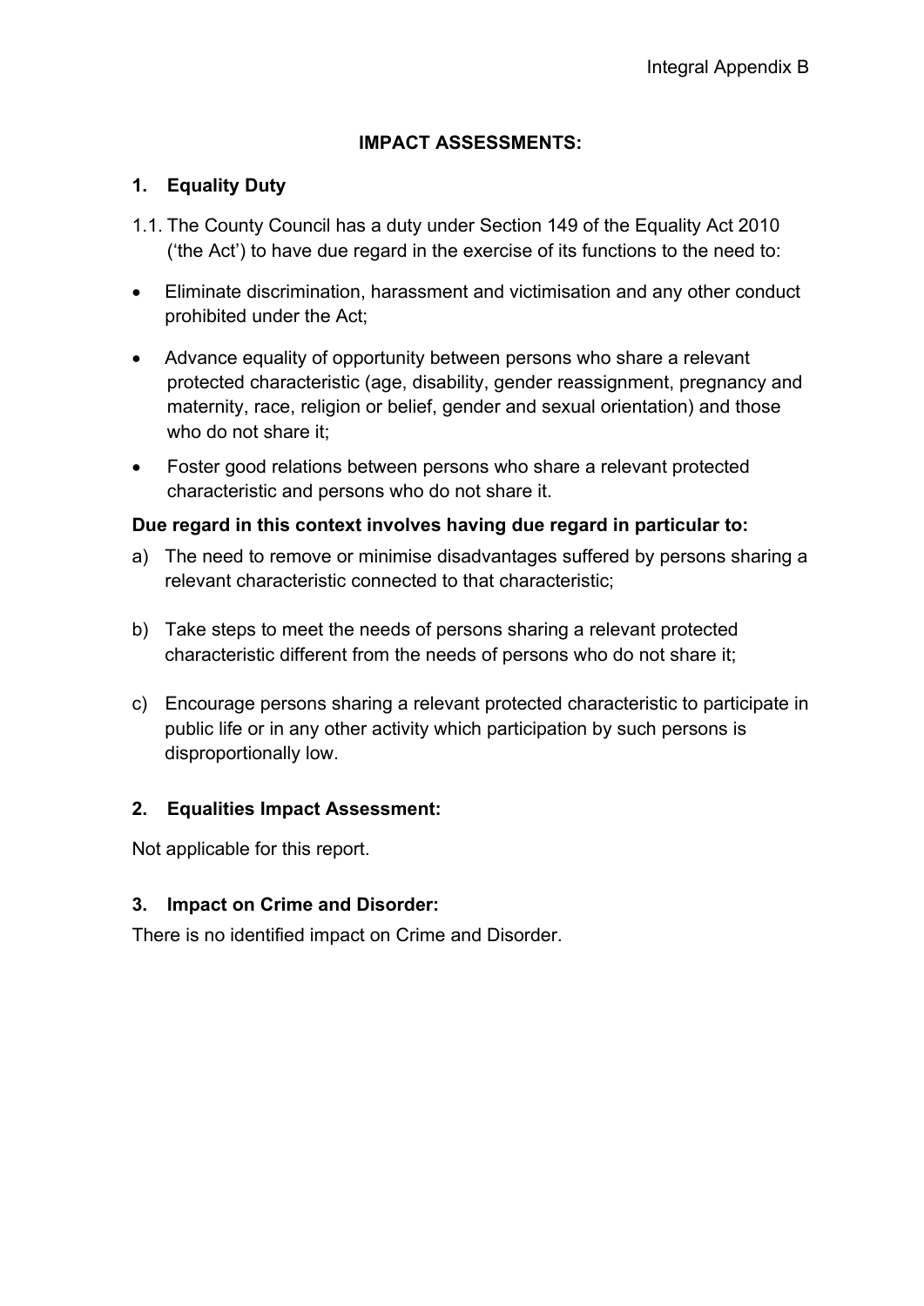Integral Appendix B

## IMPACT ASSESSMENTS:

### 1. Equality Duty

1.1. The County Council has a duty under Section 149 of the Equality Act 2010 ('the Act') to have due regard in the exercise of its functions to the need to:

- Eliminate discrimination, harassment and victimisation and any other conduct prohibited under the Act;
- Advance equality of opportunity between persons who share a relevant protected characteristic (age, disability, gender reassignment, pregnancy and maternity, race, religion or belief, gender and sexual orientation) and those who do not share it;
- Foster good relations between persons who share a relevant protected characteristic and persons who do not share it.

**Due regard in this context involves having due regard in particular to:**

a) The need to remove or minimise disadvantages suffered by persons sharing a relevant characteristic connected to that characteristic;

b) Take steps to meet the needs of persons sharing a relevant protected characteristic different from the needs of persons who do not share it;

c) Encourage persons sharing a relevant protected characteristic to participate in public life or in any other activity which participation by such persons is disproportionally low.

### 2. Equalities Impact Assessment:

Not applicable for this report.

### 3. Impact on Crime and Disorder:

There is no identified impact on Crime and Disorder.